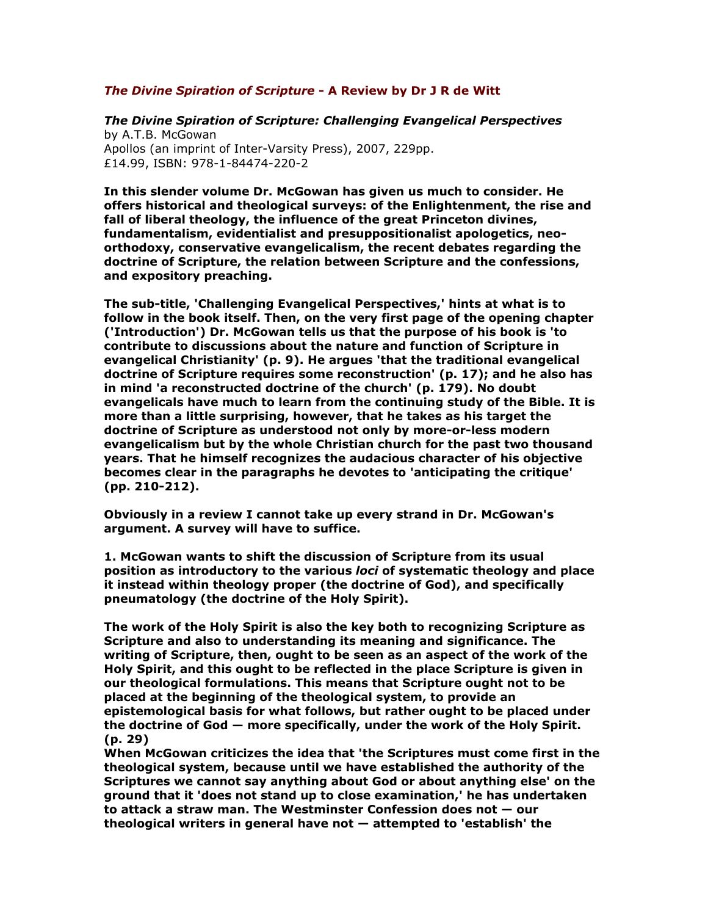## *The Divine Spiration of Scripture* - A Review by Dr J R de Witt

***The Divine Spiration of Scripture: Challenging Evangelical Perspectives***
by A.T.B. McGowan
Apollos (an imprint of Inter-Varsity Press), 2007, 229pp.
£14.99, ISBN: 978-1-84474-220-2

**In this slender volume Dr. McGowan has given us much to consider. He offers historical and theological surveys: of the Enlightenment, the rise and fall of liberal theology, the influence of the great Princeton divines, fundamentalism, evidentialist and presuppositionalist apologetics, neo-orthodoxy, conservative evangelicalism, the recent debates regarding the doctrine of Scripture, the relation between Scripture and the confessions, and expository preaching.**

**The sub-title, 'Challenging Evangelical Perspectives,' hints at what is to follow in the book itself. Then, on the very first page of the opening chapter ('Introduction') Dr. McGowan tells us that the purpose of his book is 'to contribute to discussions about the nature and function of Scripture in evangelical Christianity' (p. 9). He argues 'that the traditional evangelical doctrine of Scripture requires some reconstruction' (p. 17); and he also has in mind 'a reconstructed doctrine of the church' (p. 179). No doubt evangelicals have much to learn from the continuing study of the Bible. It is more than a little surprising, however, that he takes as his target the doctrine of Scripture as understood not only by more-or-less modern evangelicalism but by the whole Christian church for the past two thousand years. That he himself recognizes the audacious character of his objective becomes clear in the paragraphs he devotes to 'anticipating the critique' (pp. 210-212).**

**Obviously in a review I cannot take up every strand in Dr. McGowan's argument. A survey will have to suffice.**

**1. McGowan wants to shift the discussion of Scripture from its usual position as introductory to the various *loci* of systematic theology and place it instead within theology proper (the doctrine of God), and specifically pneumatology (the doctrine of the Holy Spirit).**

**The work of the Holy Spirit is also the key both to recognizing Scripture as Scripture and also to understanding its meaning and significance. The writing of Scripture, then, ought to be seen as an aspect of the work of the Holy Spirit, and this ought to be reflected in the place Scripture is given in our theological formulations. This means that Scripture ought not to be placed at the beginning of the theological system, to provide an epistemological basis for what follows, but rather ought to be placed under the doctrine of God — more specifically, under the work of the Holy Spirit. (p. 29)**

**When McGowan criticizes the idea that 'the Scriptures must come first in the theological system, because until we have established the authority of the Scriptures we cannot say anything about God or about anything else' on the ground that it 'does not stand up to close examination,' he has undertaken to attack a straw man. The Westminster Confession does not — our theological writers in general have not — attempted to 'establish' the**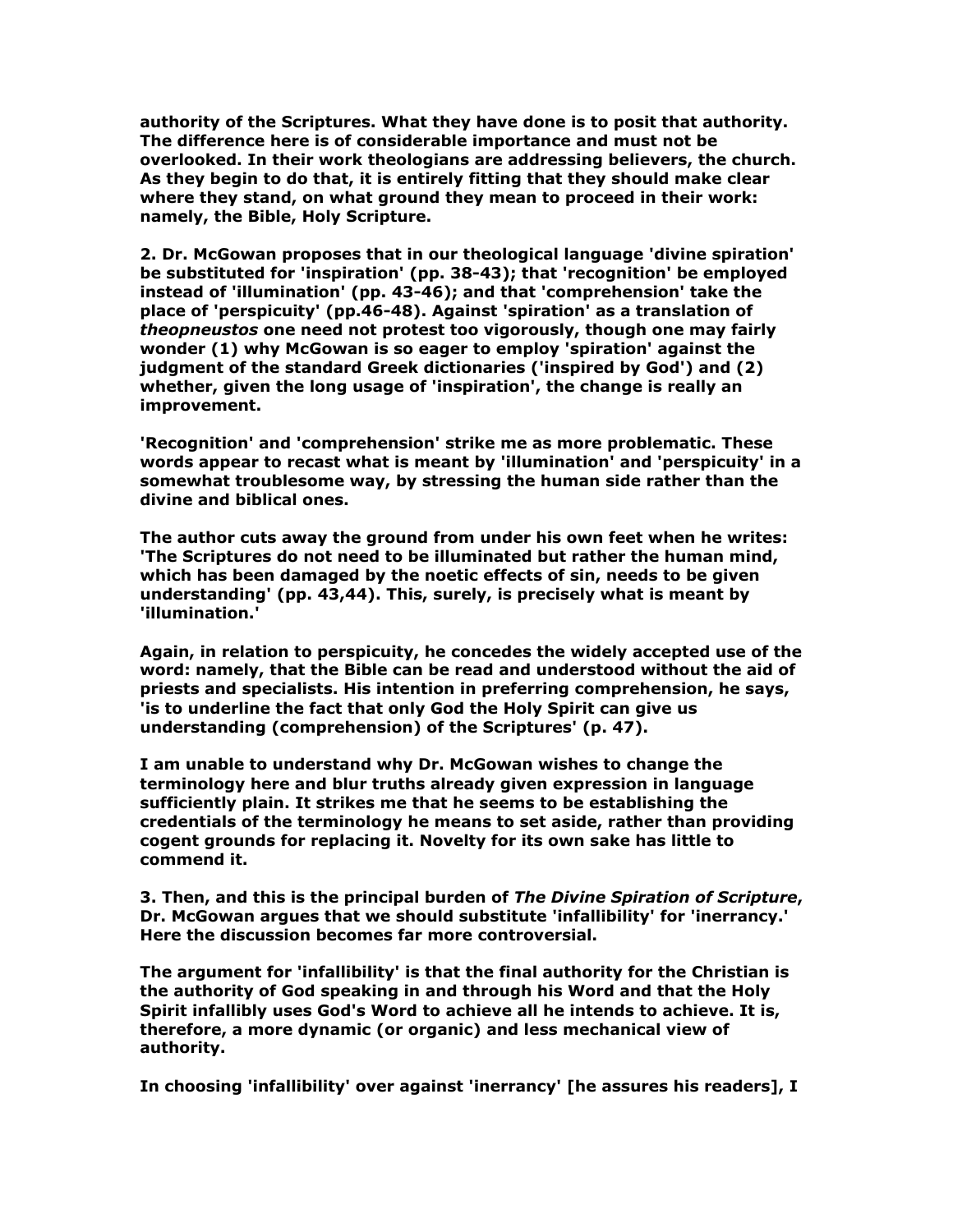**authority of the Scriptures. What they have done is to posit that authority. The difference here is of considerable importance and must not be overlooked. In their work theologians are addressing believers, the church. As they begin to do that, it is entirely fitting that they should make clear where they stand, on what ground they mean to proceed in their work: namely, the Bible, Holy Scripture.**

**2. Dr. McGowan proposes that in our theological language 'divine spiration' be substituted for 'inspiration' (pp. 38-43); that 'recognition' be employed instead of 'illumination' (pp. 43-46); and that 'comprehension' take the place of 'perspicuity' (pp.46-48). Against 'spiration' as a translation of *theopneustos* one need not protest too vigorously, though one may fairly wonder (1) why McGowan is so eager to employ 'spiration' against the judgment of the standard Greek dictionaries ('inspired by God') and (2) whether, given the long usage of 'inspiration', the change is really an improvement.**

**'Recognition' and 'comprehension' strike me as more problematic. These words appear to recast what is meant by 'illumination' and 'perspicuity' in a somewhat troublesome way, by stressing the human side rather than the divine and biblical ones.**

**The author cuts away the ground from under his own feet when he writes: 'The Scriptures do not need to be illuminated but rather the human mind, which has been damaged by the noetic effects of sin, needs to be given understanding' (pp. 43,44). This, surely, is precisely what is meant by 'illumination.'**

**Again, in relation to perspicuity, he concedes the widely accepted use of the word: namely, that the Bible can be read and understood without the aid of priests and specialists. His intention in preferring comprehension, he says, 'is to underline the fact that only God the Holy Spirit can give us understanding (comprehension) of the Scriptures' (p. 47).**

**I am unable to understand why Dr. McGowan wishes to change the terminology here and blur truths already given expression in language sufficiently plain. It strikes me that he seems to be establishing the credentials of the terminology he means to set aside, rather than providing cogent grounds for replacing it. Novelty for its own sake has little to commend it.**

**3. Then, and this is the principal burden of *The Divine Spiration of Scripture*, Dr. McGowan argues that we should substitute 'infallibility' for 'inerrancy.' Here the discussion becomes far more controversial.**

**The argument for 'infallibility' is that the final authority for the Christian is the authority of God speaking in and through his Word and that the Holy Spirit infallibly uses God's Word to achieve all he intends to achieve. It is, therefore, a more dynamic (or organic) and less mechanical view of authority.**

**In choosing 'infallibility' over against 'inerrancy' [he assures his readers], I**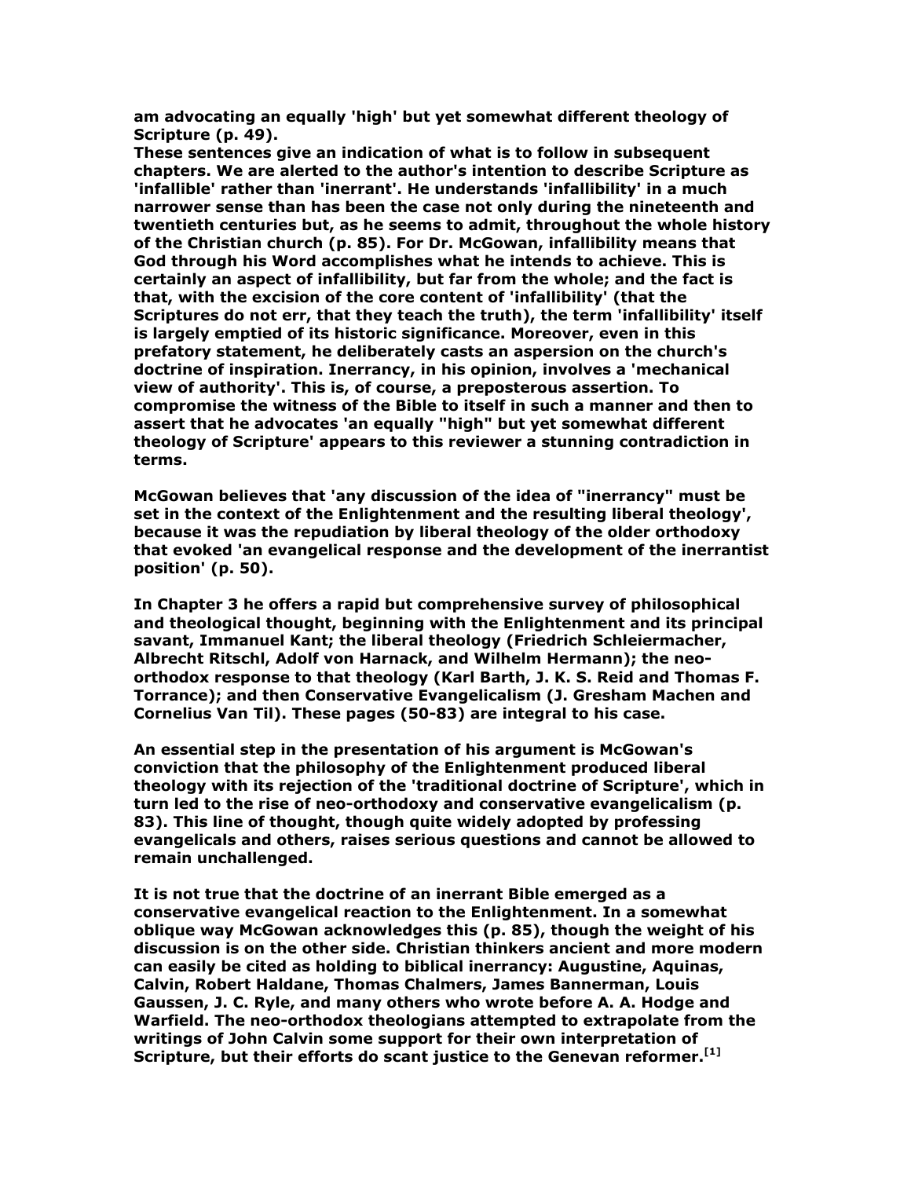**am advocating an equally 'high' but yet somewhat different theology of Scripture (p. 49).**

**These sentences give an indication of what is to follow in subsequent chapters. We are alerted to the author's intention to describe Scripture as 'infallible' rather than 'inerrant'. He understands 'infallibility' in a much narrower sense than has been the case not only during the nineteenth and twentieth centuries but, as he seems to admit, throughout the whole history of the Christian church (p. 85). For Dr. McGowan, infallibility means that God through his Word accomplishes what he intends to achieve. This is certainly an aspect of infallibility, but far from the whole; and the fact is that, with the excision of the core content of 'infallibility' (that the Scriptures do not err, that they teach the truth), the term 'infallibility' itself is largely emptied of its historic significance. Moreover, even in this prefatory statement, he deliberately casts an aspersion on the church's doctrine of inspiration. Inerrancy, in his opinion, involves a 'mechanical view of authority'. This is, of course, a preposterous assertion. To compromise the witness of the Bible to itself in such a manner and then to assert that he advocates 'an equally "high" but yet somewhat different theology of Scripture' appears to this reviewer a stunning contradiction in terms.**

**McGowan believes that 'any discussion of the idea of "inerrancy" must be set in the context of the Enlightenment and the resulting liberal theology', because it was the repudiation by liberal theology of the older orthodoxy that evoked 'an evangelical response and the development of the inerrantist position' (p. 50).**

**In Chapter 3 he offers a rapid but comprehensive survey of philosophical and theological thought, beginning with the Enlightenment and its principal savant, Immanuel Kant; the liberal theology (Friedrich Schleiermacher, Albrecht Ritschl, Adolf von Harnack, and Wilhelm Hermann); the neo-orthodox response to that theology (Karl Barth, J. K. S. Reid and Thomas F. Torrance); and then Conservative Evangelicalism (J. Gresham Machen and Cornelius Van Til). These pages (50-83) are integral to his case.**

**An essential step in the presentation of his argument is McGowan's conviction that the philosophy of the Enlightenment produced liberal theology with its rejection of the 'traditional doctrine of Scripture', which in turn led to the rise of neo-orthodoxy and conservative evangelicalism (p. 83). This line of thought, though quite widely adopted by professing evangelicals and others, raises serious questions and cannot be allowed to remain unchallenged.**

**It is not true that the doctrine of an inerrant Bible emerged as a conservative evangelical reaction to the Enlightenment. In a somewhat oblique way McGowan acknowledges this (p. 85), though the weight of his discussion is on the other side. Christian thinkers ancient and more modern can easily be cited as holding to biblical inerrancy: Augustine, Aquinas, Calvin, Robert Haldane, Thomas Chalmers, James Bannerman, Louis Gaussen, J. C. Ryle, and many others who wrote before A. A. Hodge and Warfield. The neo-orthodox theologians attempted to extrapolate from the writings of John Calvin some support for their own interpretation of Scripture, but their efforts do scant justice to the Genevan reformer.[1]**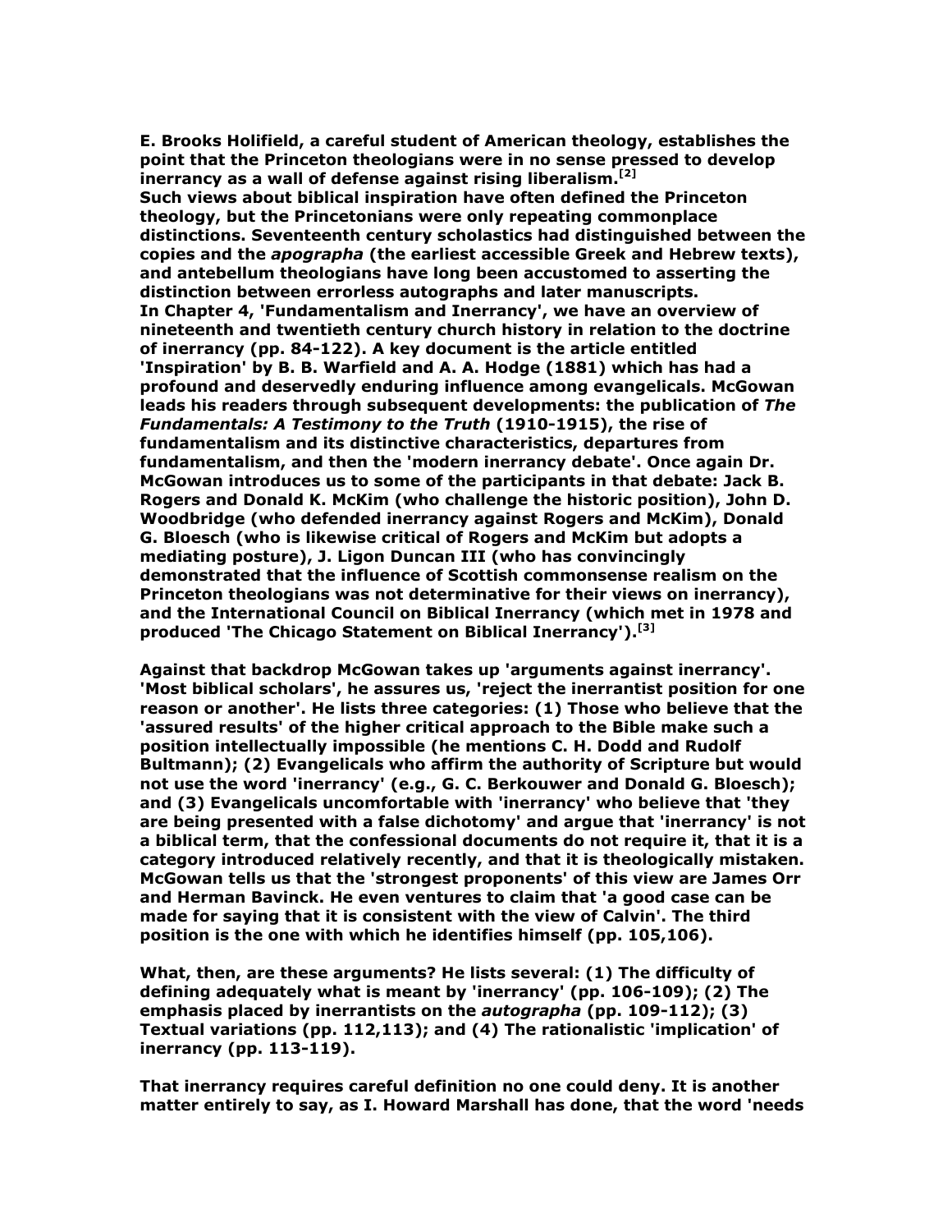**E. Brooks Holifield, a careful student of American theology, establishes the point that the Princeton theologians were in no sense pressed to develop inerrancy as a wall of defense against rising liberalism.[2]**

**Such views about biblical inspiration have often defined the Princeton theology, but the Princetonians were only repeating commonplace distinctions. Seventeenth century scholastics had distinguished between the copies and the *apographa* (the earliest accessible Greek and Hebrew texts), and antebellum theologians have long been accustomed to asserting the distinction between errorless autographs and later manuscripts.**

**In Chapter 4, 'Fundamentalism and Inerrancy', we have an overview of nineteenth and twentieth century church history in relation to the doctrine of inerrancy (pp. 84-122). A key document is the article entitled 'Inspiration' by B. B. Warfield and A. A. Hodge (1881) which has had a profound and deservedly enduring influence among evangelicals. McGowan leads his readers through subsequent developments: the publication of *The Fundamentals: A Testimony to the Truth* (1910-1915), the rise of fundamentalism and its distinctive characteristics, departures from fundamentalism, and then the 'modern inerrancy debate'. Once again Dr. McGowan introduces us to some of the participants in that debate: Jack B. Rogers and Donald K. McKim (who challenge the historic position), John D. Woodbridge (who defended inerrancy against Rogers and McKim), Donald G. Bloesch (who is likewise critical of Rogers and McKim but adopts a mediating posture), J. Ligon Duncan III (who has convincingly demonstrated that the influence of Scottish commonsense realism on the Princeton theologians was not determinative for their views on inerrancy), and the International Council on Biblical Inerrancy (which met in 1978 and produced 'The Chicago Statement on Biblical Inerrancy').[3]**

**Against that backdrop McGowan takes up 'arguments against inerrancy'. 'Most biblical scholars', he assures us, 'reject the inerrantist position for one reason or another'. He lists three categories: (1) Those who believe that the 'assured results' of the higher critical approach to the Bible make such a position intellectually impossible (he mentions C. H. Dodd and Rudolf Bultmann); (2) Evangelicals who affirm the authority of Scripture but would not use the word 'inerrancy' (e.g., G. C. Berkouwer and Donald G. Bloesch); and (3) Evangelicals uncomfortable with 'inerrancy' who believe that 'they are being presented with a false dichotomy' and argue that 'inerrancy' is not a biblical term, that the confessional documents do not require it, that it is a category introduced relatively recently, and that it is theologically mistaken. McGowan tells us that the 'strongest proponents' of this view are James Orr and Herman Bavinck. He even ventures to claim that 'a good case can be made for saying that it is consistent with the view of Calvin'. The third position is the one with which he identifies himself (pp. 105,106).**

**What, then, are these arguments? He lists several: (1) The difficulty of defining adequately what is meant by 'inerrancy' (pp. 106-109); (2) The emphasis placed by inerrantists on the *autographa* (pp. 109-112); (3) Textual variations (pp. 112,113); and (4) The rationalistic 'implication' of inerrancy (pp. 113-119).**

**That inerrancy requires careful definition no one could deny. It is another matter entirely to say, as I. Howard Marshall has done, that the word 'needs**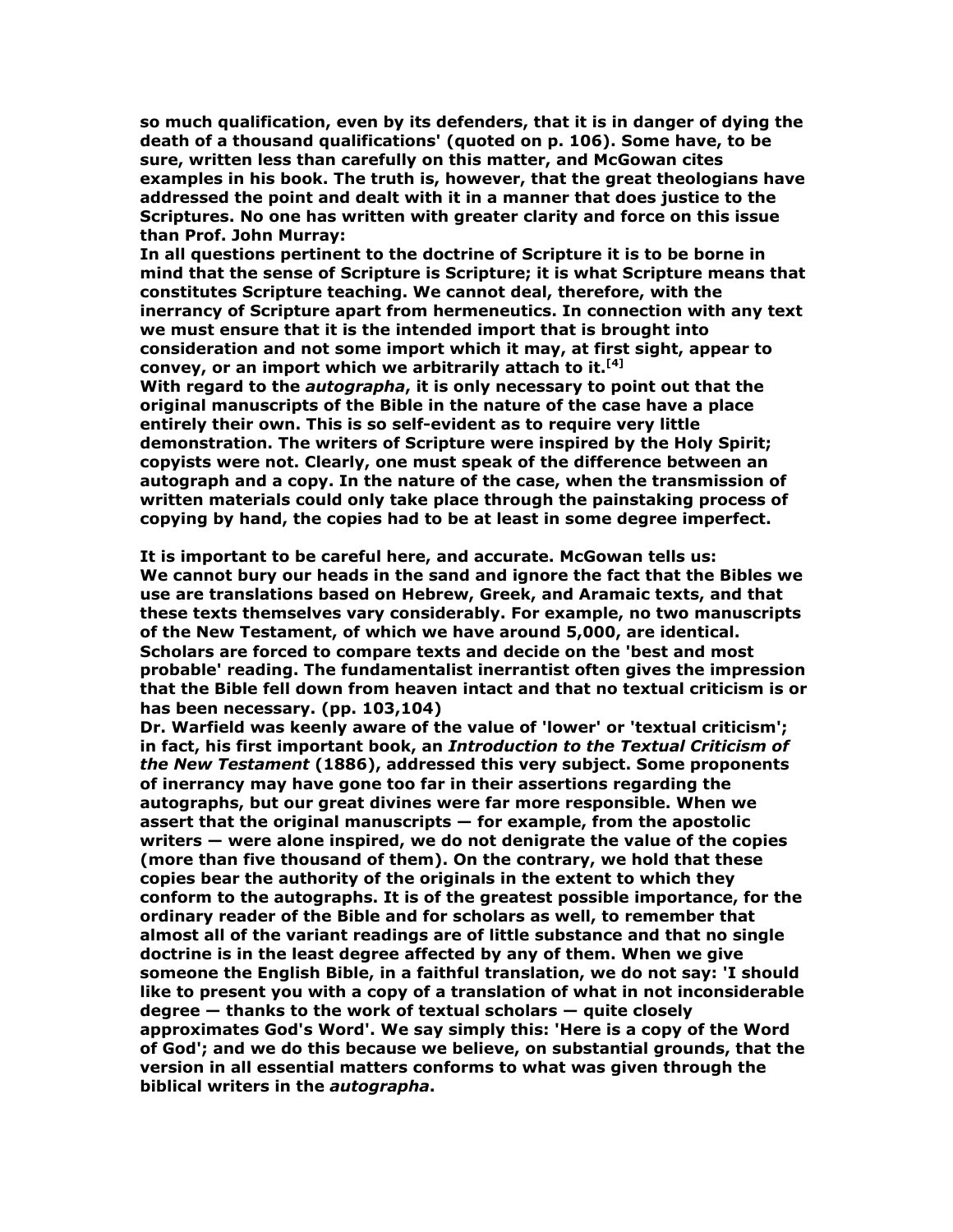**so much qualification, even by its defenders, that it is in danger of dying the death of a thousand qualifications' (quoted on p. 106). Some have, to be sure, written less than carefully on this matter, and McGowan cites examples in his book. The truth is, however, that the great theologians have addressed the point and dealt with it in a manner that does justice to the Scriptures. No one has written with greater clarity and force on this issue than Prof. John Murray:**

**In all questions pertinent to the doctrine of Scripture it is to be borne in mind that the sense of Scripture is Scripture; it is what Scripture means that constitutes Scripture teaching. We cannot deal, therefore, with the inerrancy of Scripture apart from hermeneutics. In connection with any text we must ensure that it is the intended import that is brought into consideration and not some import which it may, at first sight, appear to convey, or an import which we arbitrarily attach to it.[4]**

**With regard to the *autographa*, it is only necessary to point out that the original manuscripts of the Bible in the nature of the case have a place entirely their own. This is so self-evident as to require very little demonstration. The writers of Scripture were inspired by the Holy Spirit; copyists were not. Clearly, one must speak of the difference between an autograph and a copy. In the nature of the case, when the transmission of written materials could only take place through the painstaking process of copying by hand, the copies had to be at least in some degree imperfect.**

**It is important to be careful here, and accurate. McGowan tells us:**

**We cannot bury our heads in the sand and ignore the fact that the Bibles we use are translations based on Hebrew, Greek, and Aramaic texts, and that these texts themselves vary considerably. For example, no two manuscripts of the New Testament, of which we have around 5,000, are identical. Scholars are forced to compare texts and decide on the 'best and most probable' reading. The fundamentalist inerrantist often gives the impression that the Bible fell down from heaven intact and that no textual criticism is or has been necessary. (pp. 103,104)**

**Dr. Warfield was keenly aware of the value of 'lower' or 'textual criticism'; in fact, his first important book, an *Introduction to the Textual Criticism of the New Testament* (1886), addressed this very subject. Some proponents of inerrancy may have gone too far in their assertions regarding the autographs, but our great divines were far more responsible. When we assert that the original manuscripts — for example, from the apostolic writers — were alone inspired, we do not denigrate the value of the copies (more than five thousand of them). On the contrary, we hold that these copies bear the authority of the originals in the extent to which they conform to the autographs. It is of the greatest possible importance, for the ordinary reader of the Bible and for scholars as well, to remember that almost all of the variant readings are of little substance and that no single doctrine is in the least degree affected by any of them. When we give someone the English Bible, in a faithful translation, we do not say: 'I should like to present you with a copy of a translation of what in not inconsiderable degree — thanks to the work of textual scholars — quite closely approximates God's Word'. We say simply this: 'Here is a copy of the Word of God'; and we do this because we believe, on substantial grounds, that the version in all essential matters conforms to what was given through the biblical writers in the *autographa*.**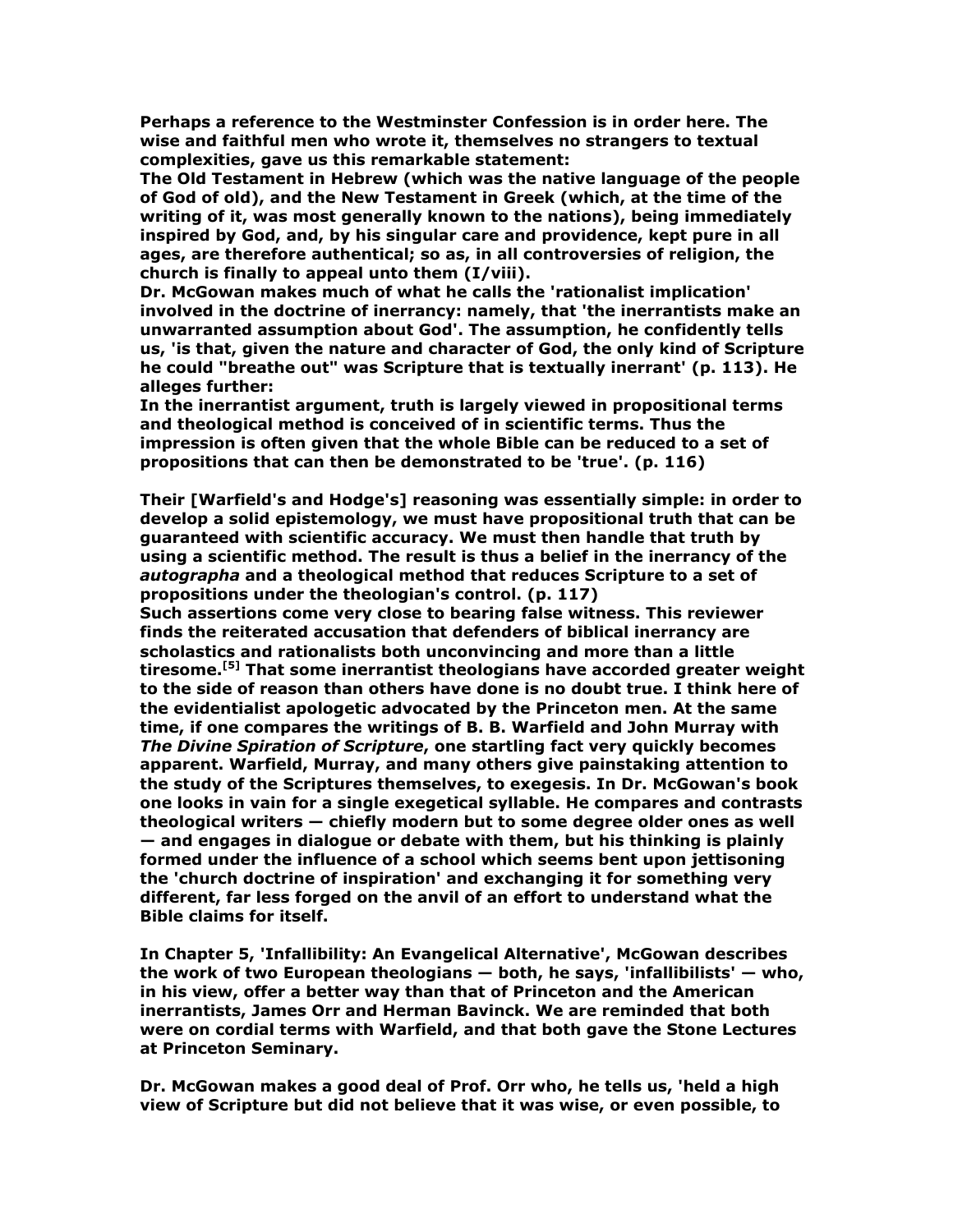Perhaps a reference to the Westminster Confession is in order here. The wise and faithful men who wrote it, themselves no strangers to textual complexities, gave us this remarkable statement:

The Old Testament in Hebrew (which was the native language of the people of God of old), and the New Testament in Greek (which, at the time of the writing of it, was most generally known to the nations), being immediately inspired by God, and, by his singular care and providence, kept pure in all ages, are therefore authentical; so as, in all controversies of religion, the church is finally to appeal unto them (I/viii).

Dr. McGowan makes much of what he calls the 'rationalist implication' involved in the doctrine of inerrancy: namely, that 'the inerrantists make an unwarranted assumption about God'. The assumption, he confidently tells us, 'is that, given the nature and character of God, the only kind of Scripture he could "breathe out" was Scripture that is textually inerrant' (p. 113). He alleges further:

In the inerrantist argument, truth is largely viewed in propositional terms and theological method is conceived of in scientific terms. Thus the impression is often given that the whole Bible can be reduced to a set of propositions that can then be demonstrated to be 'true'. (p. 116)

Their [Warfield's and Hodge's] reasoning was essentially simple: in order to develop a solid epistemology, we must have propositional truth that can be guaranteed with scientific accuracy. We must then handle that truth by using a scientific method. The result is thus a belief in the inerrancy of the *autographa* and a theological method that reduces Scripture to a set of propositions under the theologian's control. (p. 117)

Such assertions come very close to bearing false witness. This reviewer finds the reiterated accusation that defenders of biblical inerrancy are scholastics and rationalists both unconvincing and more than a little tiresome.[5] That some inerrantist theologians have accorded greater weight to the side of reason than others have done is no doubt true. I think here of the evidentialist apologetic advocated by the Princeton men. At the same time, if one compares the writings of B. B. Warfield and John Murray with *The Divine Spiration of Scripture*, one startling fact very quickly becomes apparent. Warfield, Murray, and many others give painstaking attention to the study of the Scriptures themselves, to exegesis. In Dr. McGowan's book one looks in vain for a single exegetical syllable. He compares and contrasts theological writers — chiefly modern but to some degree older ones as well — and engages in dialogue or debate with them, but his thinking is plainly formed under the influence of a school which seems bent upon jettisoning the 'church doctrine of inspiration' and exchanging it for something very different, far less forged on the anvil of an effort to understand what the Bible claims for itself.

In Chapter 5, 'Infallibility: An Evangelical Alternative', McGowan describes the work of two European theologians — both, he says, 'infallibilists' — who, in his view, offer a better way than that of Princeton and the American inerrantists, James Orr and Herman Bavinck. We are reminded that both were on cordial terms with Warfield, and that both gave the Stone Lectures at Princeton Seminary.

Dr. McGowan makes a good deal of Prof. Orr who, he tells us, 'held a high view of Scripture but did not believe that it was wise, or even possible, to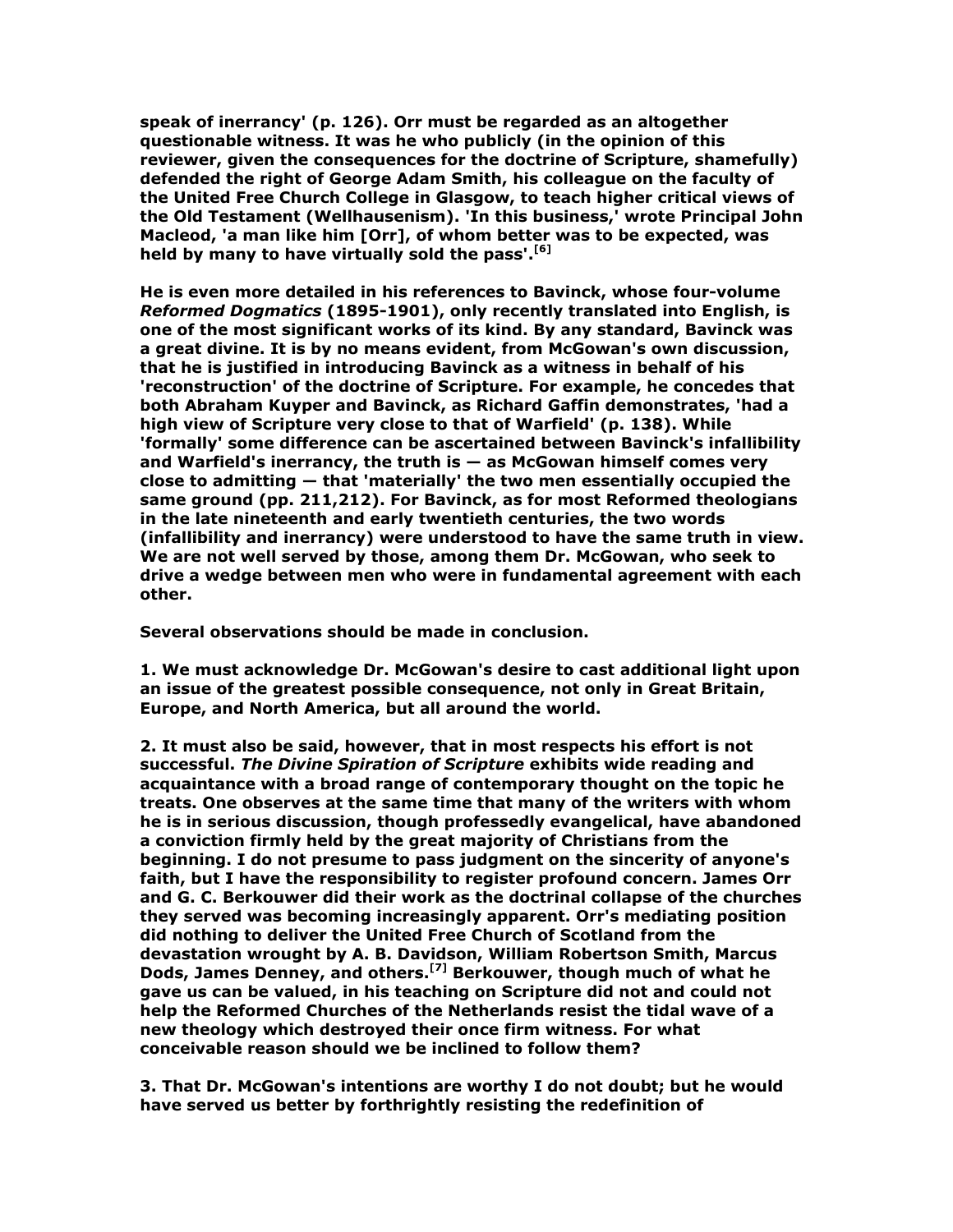**speak of inerrancy' (p. 126). Orr must be regarded as an altogether questionable witness. It was he who publicly (in the opinion of this reviewer, given the consequences for the doctrine of Scripture, shamefully) defended the right of George Adam Smith, his colleague on the faculty of the United Free Church College in Glasgow, to teach higher critical views of the Old Testament (Wellhausenism). 'In this business,' wrote Principal John Macleod, 'a man like him [Orr], of whom better was to be expected, was held by many to have virtually sold the pass'.[6]**

**He is even more detailed in his references to Bavinck, whose four-volume *Reformed Dogmatics* (1895-1901), only recently translated into English, is one of the most significant works of its kind. By any standard, Bavinck was a great divine. It is by no means evident, from McGowan's own discussion, that he is justified in introducing Bavinck as a witness in behalf of his 'reconstruction' of the doctrine of Scripture. For example, he concedes that both Abraham Kuyper and Bavinck, as Richard Gaffin demonstrates, 'had a high view of Scripture very close to that of Warfield' (p. 138). While 'formally' some difference can be ascertained between Bavinck's infallibility and Warfield's inerrancy, the truth is — as McGowan himself comes very close to admitting — that 'materially' the two men essentially occupied the same ground (pp. 211,212). For Bavinck, as for most Reformed theologians in the late nineteenth and early twentieth centuries, the two words (infallibility and inerrancy) were understood to have the same truth in view. We are not well served by those, among them Dr. McGowan, who seek to drive a wedge between men who were in fundamental agreement with each other.**

**Several observations should be made in conclusion.**

**1. We must acknowledge Dr. McGowan's desire to cast additional light upon an issue of the greatest possible consequence, not only in Great Britain, Europe, and North America, but all around the world.**

**2. It must also be said, however, that in most respects his effort is not successful. *The Divine Spiration of Scripture* exhibits wide reading and acquaintance with a broad range of contemporary thought on the topic he treats. One observes at the same time that many of the writers with whom he is in serious discussion, though professedly evangelical, have abandoned a conviction firmly held by the great majority of Christians from the beginning. I do not presume to pass judgment on the sincerity of anyone's faith, but I have the responsibility to register profound concern. James Orr and G. C. Berkouwer did their work as the doctrinal collapse of the churches they served was becoming increasingly apparent. Orr's mediating position did nothing to deliver the United Free Church of Scotland from the devastation wrought by A. B. Davidson, William Robertson Smith, Marcus Dods, James Denney, and others.[7] Berkouwer, though much of what he gave us can be valued, in his teaching on Scripture did not and could not help the Reformed Churches of the Netherlands resist the tidal wave of a new theology which destroyed their once firm witness. For what conceivable reason should we be inclined to follow them?**

**3. That Dr. McGowan's intentions are worthy I do not doubt; but he would have served us better by forthrightly resisting the redefinition of**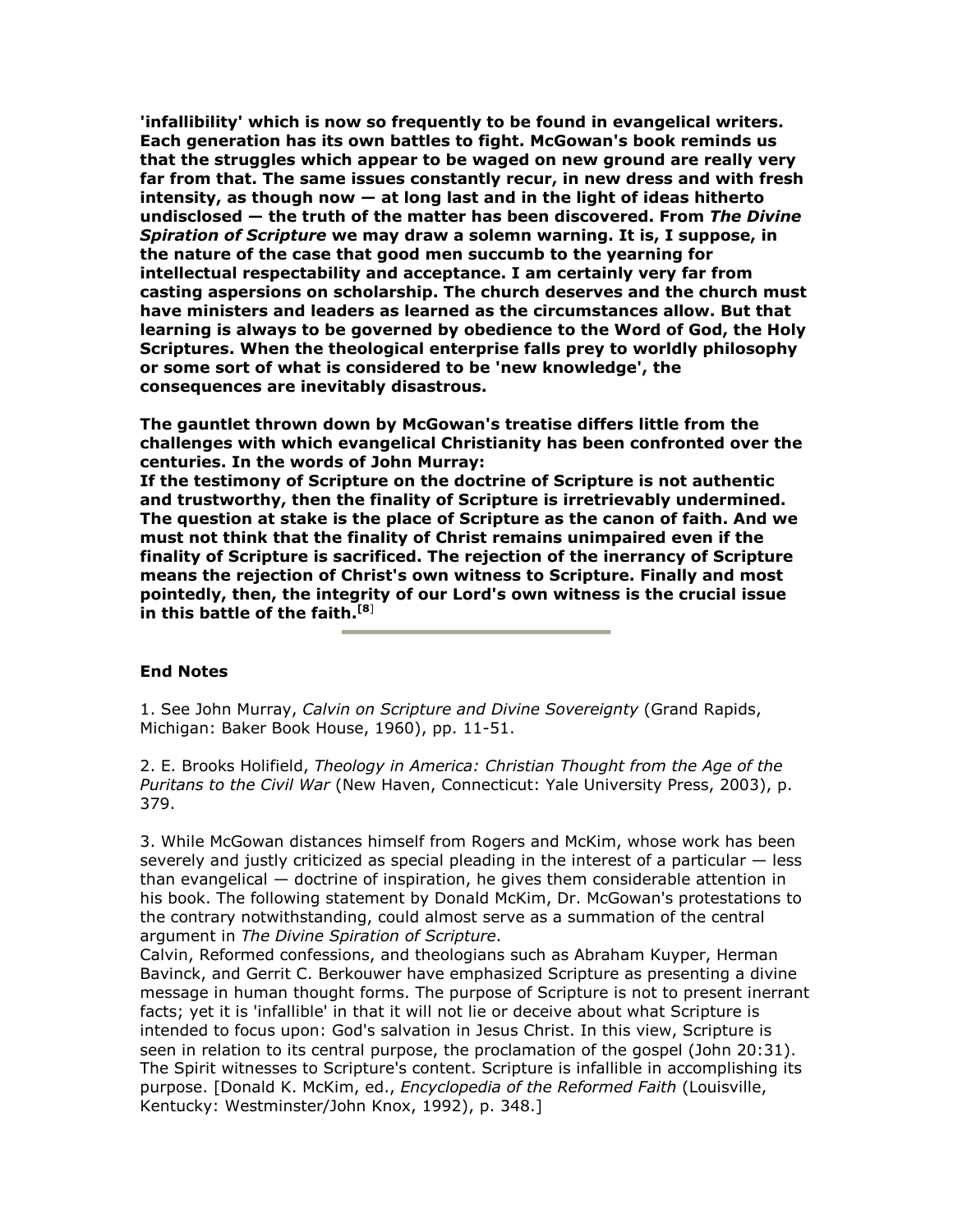**'infallibility' which is now so frequently to be found in evangelical writers. Each generation has its own battles to fight. McGowan's book reminds us that the struggles which appear to be waged on new ground are really very far from that. The same issues constantly recur, in new dress and with fresh intensity, as though now — at long last and in the light of ideas hitherto undisclosed — the truth of the matter has been discovered. From *The Divine Spiration of Scripture* we may draw a solemn warning. It is, I suppose, in the nature of the case that good men succumb to the yearning for intellectual respectability and acceptance. I am certainly very far from casting aspersions on scholarship. The church deserves and the church must have ministers and leaders as learned as the circumstances allow. But that learning is always to be governed by obedience to the Word of God, the Holy Scriptures. When the theological enterprise falls prey to worldly philosophy or some sort of what is considered to be 'new knowledge', the consequences are inevitably disastrous.**

**The gauntlet thrown down by McGowan's treatise differs little from the challenges with which evangelical Christianity has been confronted over the centuries. In the words of John Murray:**

**If the testimony of Scripture on the doctrine of Scripture is not authentic and trustworthy, then the finality of Scripture is irretrievably undermined. The question at stake is the place of Scripture as the canon of faith. And we must not think that the finality of Christ remains unimpaired even if the finality of Scripture is sacrificed. The rejection of the inerrancy of Scripture means the rejection of Christ's own witness to Scripture. Finally and most pointedly, then, the integrity of our Lord's own witness is the crucial issue in this battle of the faith.**[8]

---

**End Notes**

1. See John Murray, *Calvin on Scripture and Divine Sovereignty* (Grand Rapids, Michigan: Baker Book House, 1960), pp. 11-51.

2. E. Brooks Holifield, *Theology in America: Christian Thought from the Age of the Puritans to the Civil War* (New Haven, Connecticut: Yale University Press, 2003), p. 379.

3. While McGowan distances himself from Rogers and McKim, whose work has been severely and justly criticized as special pleading in the interest of a particular — less than evangelical — doctrine of inspiration, he gives them considerable attention in his book. The following statement by Donald McKim, Dr. McGowan's protestations to the contrary notwithstanding, could almost serve as a summation of the central argument in *The Divine Spiration of Scripture*.
Calvin, Reformed confessions, and theologians such as Abraham Kuyper, Herman Bavinck, and Gerrit C. Berkouwer have emphasized Scripture as presenting a divine message in human thought forms. The purpose of Scripture is not to present inerrant facts; yet it is 'infallible' in that it will not lie or deceive about what Scripture is intended to focus upon: God's salvation in Jesus Christ. In this view, Scripture is seen in relation to its central purpose, the proclamation of the gospel (John 20:31). The Spirit witnesses to Scripture's content. Scripture is infallible in accomplishing its purpose. [Donald K. McKim, ed., *Encyclopedia of the Reformed Faith* (Louisville, Kentucky: Westminster/John Knox, 1992), p. 348.]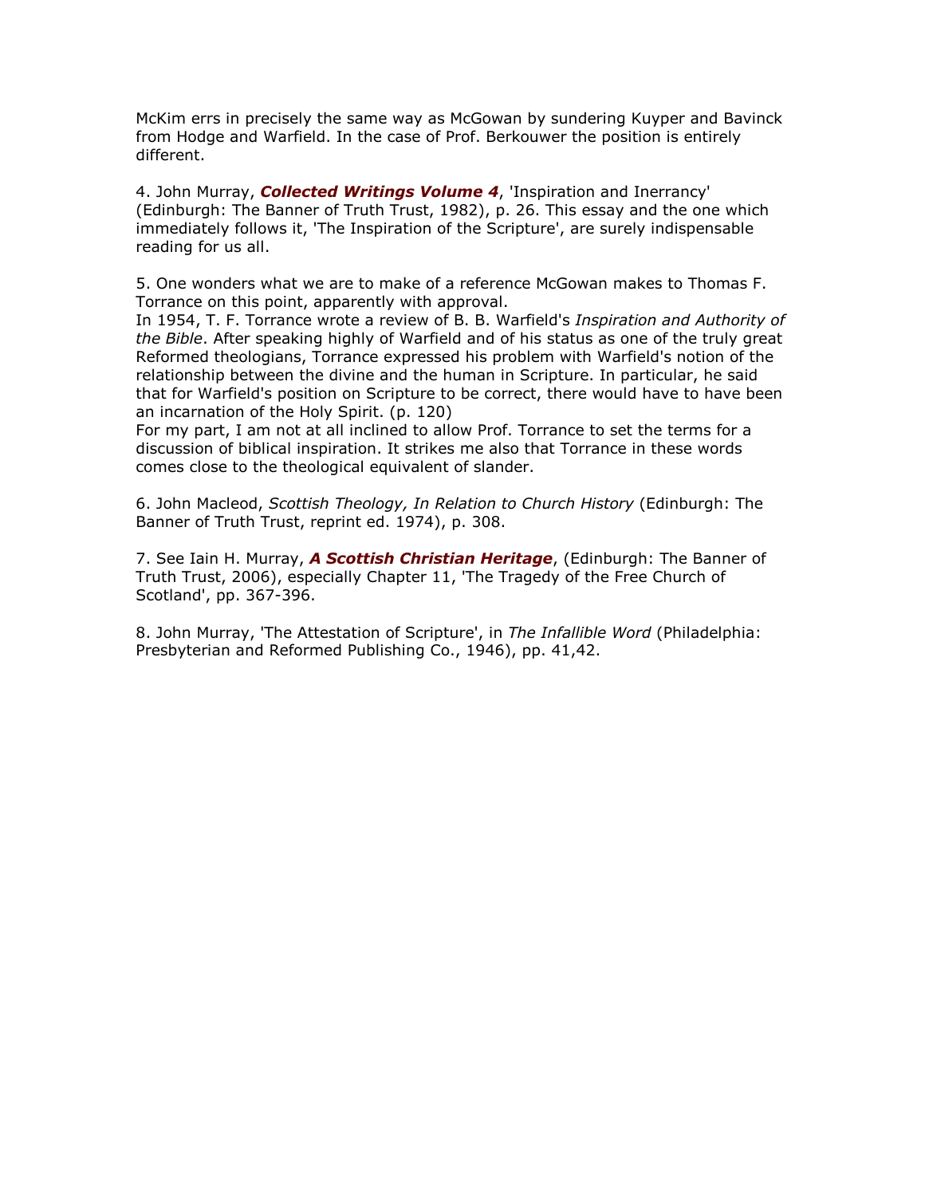McKim errs in precisely the same way as McGowan by sundering Kuyper and Bavinck from Hodge and Warfield. In the case of Prof. Berkouwer the position is entirely different.

4. John Murray, ***Collected Writings Volume 4***, 'Inspiration and Inerrancy' (Edinburgh: The Banner of Truth Trust, 1982), p. 26. This essay and the one which immediately follows it, 'The Inspiration of the Scripture', are surely indispensable reading for us all.

5. One wonders what we are to make of a reference McGowan makes to Thomas F. Torrance on this point, apparently with approval.
In 1954, T. F. Torrance wrote a review of B. B. Warfield's *Inspiration and Authority of the Bible*. After speaking highly of Warfield and of his status as one of the truly great Reformed theologians, Torrance expressed his problem with Warfield's notion of the relationship between the divine and the human in Scripture. In particular, he said that for Warfield's position on Scripture to be correct, there would have to have been an incarnation of the Holy Spirit. (p. 120)
For my part, I am not at all inclined to allow Prof. Torrance to set the terms for a discussion of biblical inspiration. It strikes me also that Torrance in these words comes close to the theological equivalent of slander.

6. John Macleod, *Scottish Theology, In Relation to Church History* (Edinburgh: The Banner of Truth Trust, reprint ed. 1974), p. 308.

7. See Iain H. Murray, ***A Scottish Christian Heritage***, (Edinburgh: The Banner of Truth Trust, 2006), especially Chapter 11, 'The Tragedy of the Free Church of Scotland', pp. 367-396.

8. John Murray, 'The Attestation of Scripture', in *The Infallible Word* (Philadelphia: Presbyterian and Reformed Publishing Co., 1946), pp. 41,42.